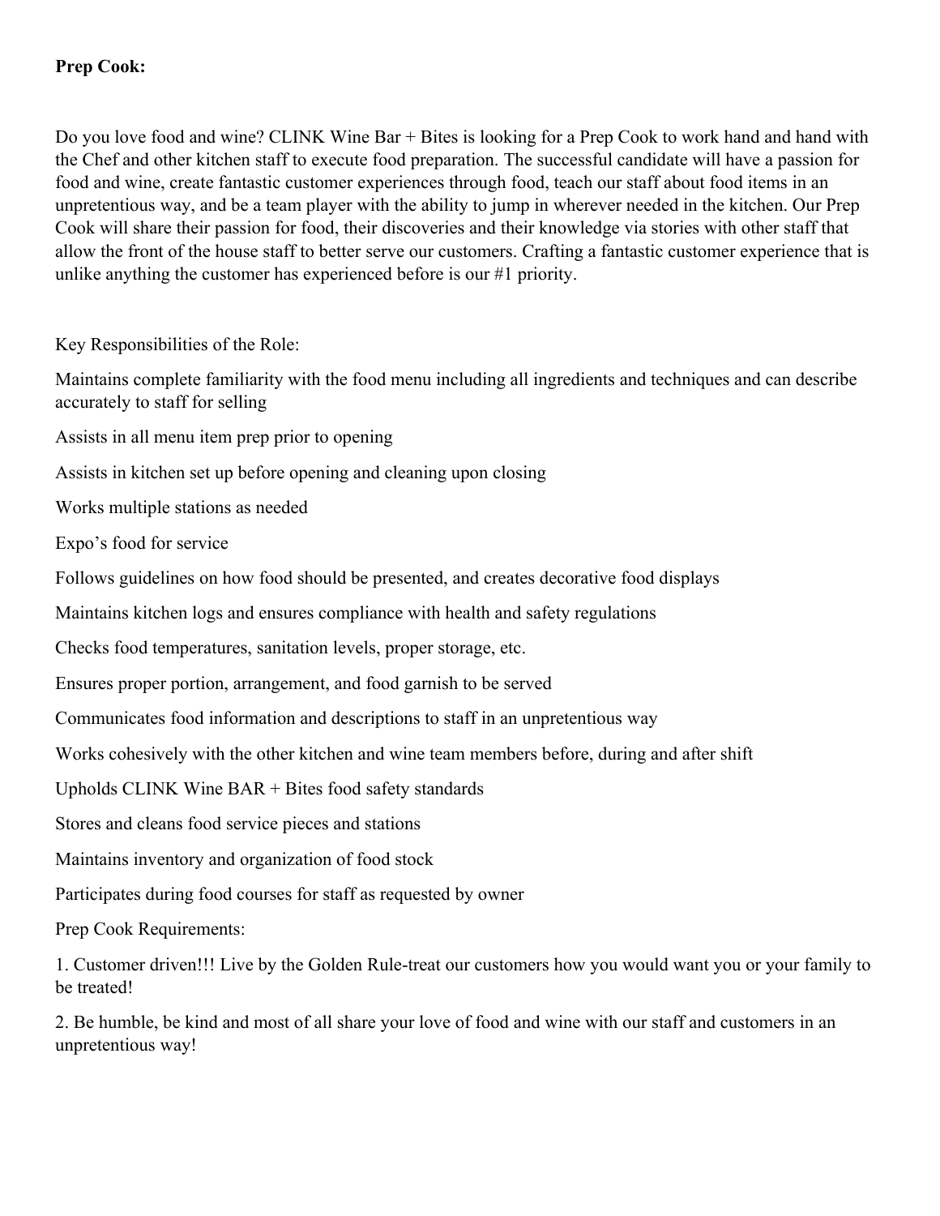**Prep Cook:**

Do you love food and wine? CLINK Wine Bar + Bites is looking for a Prep Cook to work hand and hand with the Chef and other kitchen staff to execute food preparation. The successful candidate will have a passion for food and wine, create fantastic customer experiences through food, teach our staff about food items in an unpretentious way, and be a team player with the ability to jump in wherever needed in the kitchen. Our Prep Cook will share their passion for food, their discoveries and their knowledge via stories with other staff that allow the front of the house staff to better serve our customers. Crafting a fantastic customer experience that is unlike anything the customer has experienced before is our #1 priority.

Key Responsibilities of the Role:

Maintains complete familiarity with the food menu including all ingredients and techniques and can describe accurately to staff for selling

Assists in all menu item prep prior to opening

Assists in kitchen set up before opening and cleaning upon closing

Works multiple stations as needed

Expo's food for service

Follows guidelines on how food should be presented, and creates decorative food displays

Maintains kitchen logs and ensures compliance with health and safety regulations

Checks food temperatures, sanitation levels, proper storage, etc.

Ensures proper portion, arrangement, and food garnish to be served

Communicates food information and descriptions to staff in an unpretentious way

Works cohesively with the other kitchen and wine team members before, during and after shift

Upholds CLINK Wine BAR + Bites food safety standards

Stores and cleans food service pieces and stations

Maintains inventory and organization of food stock

Participates during food courses for staff as requested by owner

Prep Cook Requirements:

1. Customer driven!!! Live by the Golden Rule-treat our customers how you would want you or your family to be treated!

2. Be humble, be kind and most of all share your love of food and wine with our staff and customers in an unpretentious way!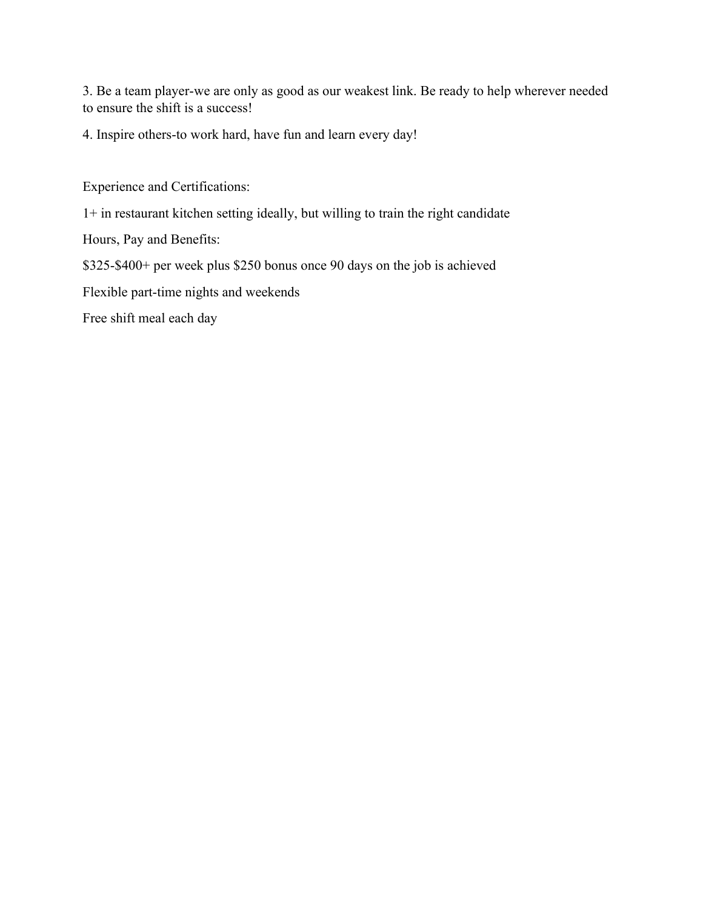3. Be a team player-we are only as good as our weakest link. Be ready to help wherever needed to ensure the shift is a success!

4. Inspire others-to work hard, have fun and learn every day!

Experience and Certifications:

1+ in restaurant kitchen setting ideally, but willing to train the right candidate

Hours, Pay and Benefits:

$325-$400+ per week plus $250 bonus once 90 days on the job is achieved

Flexible part-time nights and weekends

Free shift meal each day